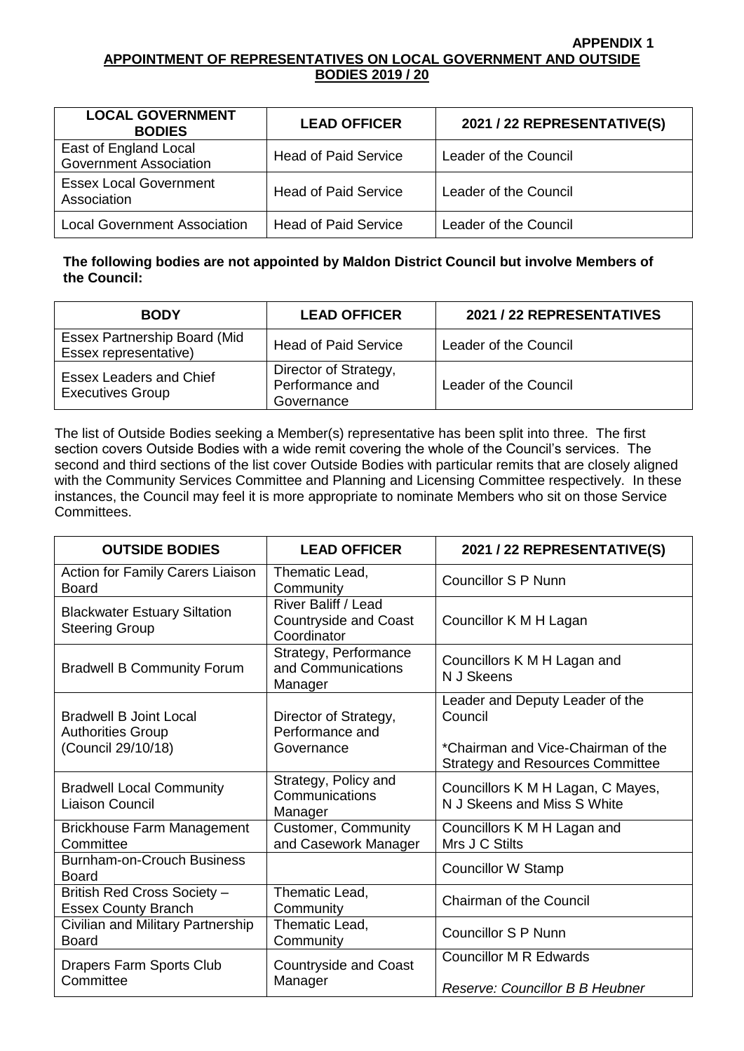**APPENDIX 1**

**APPOINTMENT OF REPRESENTATIVES ON LOCAL GOVERNMENT AND OUTSIDE BODIES 2019 / 20**

| LOCAL GOVERNMENT BODIES | LEAD OFFICER | 2021 / 22 REPRESENTATIVE(S) |
|---|---|---|
| East of England Local Government Association | Head of Paid Service | Leader of the Council |
| Essex Local Government Association | Head of Paid Service | Leader of the Council |
| Local Government Association | Head of Paid Service | Leader of the Council |

**The following bodies are not appointed by Maldon District Council but involve Members of the Council:**

| BODY | LEAD OFFICER | 2021 / 22 REPRESENTATIVES |
|---|---|---|
| Essex Partnership Board (Mid Essex representative) | Head of Paid Service | Leader of the Council |
| Essex Leaders and Chief Executives Group | Director of Strategy, Performance and Governance | Leader of the Council |

The list of Outside Bodies seeking a Member(s) representative has been split into three. The first section covers Outside Bodies with a wide remit covering the whole of the Council's services. The second and third sections of the list cover Outside Bodies with particular remits that are closely aligned with the Community Services Committee and Planning and Licensing Committee respectively. In these instances, the Council may feel it is more appropriate to nominate Members who sit on those Service Committees.

| OUTSIDE BODIES | LEAD OFFICER | 2021 / 22 REPRESENTATIVE(S) |
|---|---|---|
| Action for Family Carers Liaison Board | Thematic Lead, Community | Councillor S P Nunn |
| Blackwater Estuary Siltation Steering Group | River Baliff / Lead Countryside and Coast Coordinator | Councillor K M H Lagan |
| Bradwell B Community Forum | Strategy, Performance and Communications Manager | Councillors K M H Lagan and N J Skeens |
| Bradwell B Joint Local Authorities Group (Council 29/10/18) | Director of Strategy, Performance and Governance | Leader and Deputy Leader of the Council<br><br>*Chairman and Vice-Chairman of the Strategy and Resources Committee |
| Bradwell Local Community Liaison Council | Strategy, Policy and Communications Manager | Councillors K M H Lagan, C Mayes, N J Skeens and Miss S White |
| Brickhouse Farm Management Committee | Customer, Community and Casework Manager | Councillors K M H Lagan and Mrs J C Stilts |
| Burnham-on-Crouch Business Board | | Councillor W Stamp |
| British Red Cross Society – Essex County Branch | Thematic Lead, Community | Chairman of the Council |
| Civilian and Military Partnership Board | Thematic Lead, Community | Councillor S P Nunn |
| Drapers Farm Sports Club Committee | Countryside and Coast Manager | Councillor M R Edwards<br><br>*Reserve: Councillor B B Heubner* |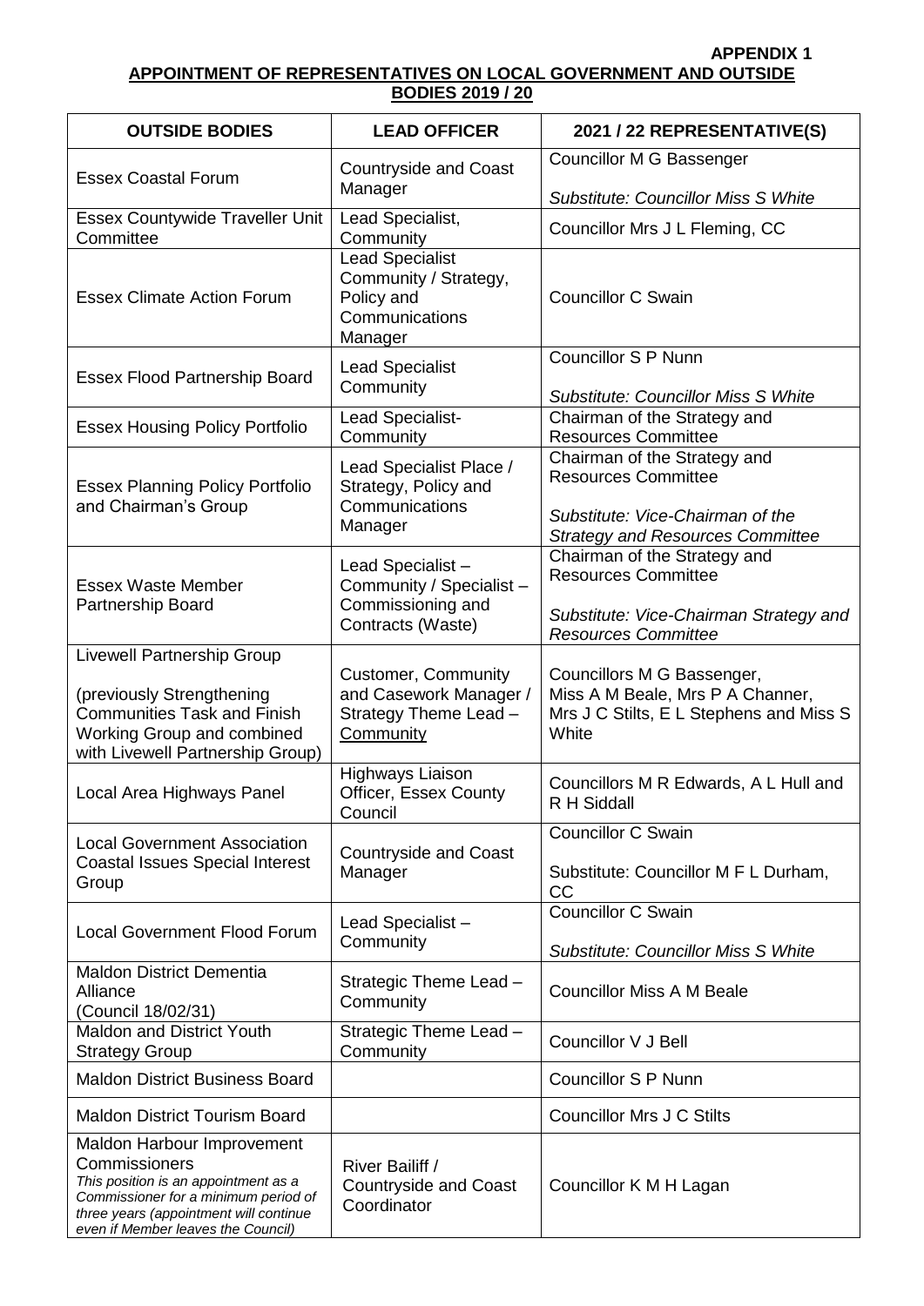**APPENDIX 1**

**APPOINTMENT OF REPRESENTATIVES ON LOCAL GOVERNMENT AND OUTSIDE BODIES 2019 / 20**

| OUTSIDE BODIES | LEAD OFFICER | 2021 / 22 REPRESENTATIVE(S) |
|---|---|---|
| Essex Coastal Forum | Countryside and Coast Manager | Councillor M G Bassenger<br><br>*Substitute: Councillor Miss S White* |
| Essex Countywide Traveller Unit Committee | Lead Specialist, Community | Councillor Mrs J L Fleming, CC |
| Essex Climate Action Forum | Lead Specialist Community / Strategy, Policy and Communications Manager | Councillor C Swain |
| Essex Flood Partnership Board | Lead Specialist Community | Councillor S P Nunn<br><br>*Substitute: Councillor Miss S White* |
| Essex Housing Policy Portfolio | Lead Specialist- Community | Chairman of the Strategy and Resources Committee |
| Essex Planning Policy Portfolio and Chairman's Group | Lead Specialist Place / Strategy, Policy and Communications Manager | Chairman of the Strategy and Resources Committee<br><br>*Substitute: Vice-Chairman of the Strategy and Resources Committee* |
| Essex Waste Member Partnership Board | Lead Specialist – Community / Specialist – Commissioning and Contracts (Waste) | Chairman of the Strategy and Resources Committee<br><br>*Substitute: Vice-Chairman Strategy and Resources Committee* |
| Livewell Partnership Group<br><br>(previously Strengthening Communities Task and Finish Working Group and combined with Livewell Partnership Group) | Customer, Community and Casework Manager / Strategy Theme Lead – Community | Councillors M G Bassenger, Miss A M Beale, Mrs P A Channer, Mrs J C Stilts, E L Stephens and Miss S White |
| Local Area Highways Panel | Highways Liaison Officer, Essex County Council | Councillors M R Edwards, A L Hull and R H Siddall |
| Local Government Association Coastal Issues Special Interest Group | Countryside and Coast Manager | Councillor C Swain<br><br>Substitute: Councillor M F L Durham, CC |
| Local Government Flood Forum | Lead Specialist – Community | Councillor C Swain<br><br>*Substitute: Councillor Miss S White* |
| Maldon District Dementia Alliance (Council 18/02/31) | Strategic Theme Lead – Community | Councillor Miss A M Beale |
| Maldon and District Youth Strategy Group | Strategic Theme Lead – Community | Councillor V J Bell |
| Maldon District Business Board | | Councillor S P Nunn |
| Maldon District Tourism Board | | Councillor Mrs J C Stilts |
| Maldon Harbour Improvement Commissioners<br>*This position is an appointment as a Commissioner for a minimum period of three years (appointment will continue even if Member leaves the Council)* | River Bailiff / Countryside and Coast Coordinator | Councillor K M H Lagan |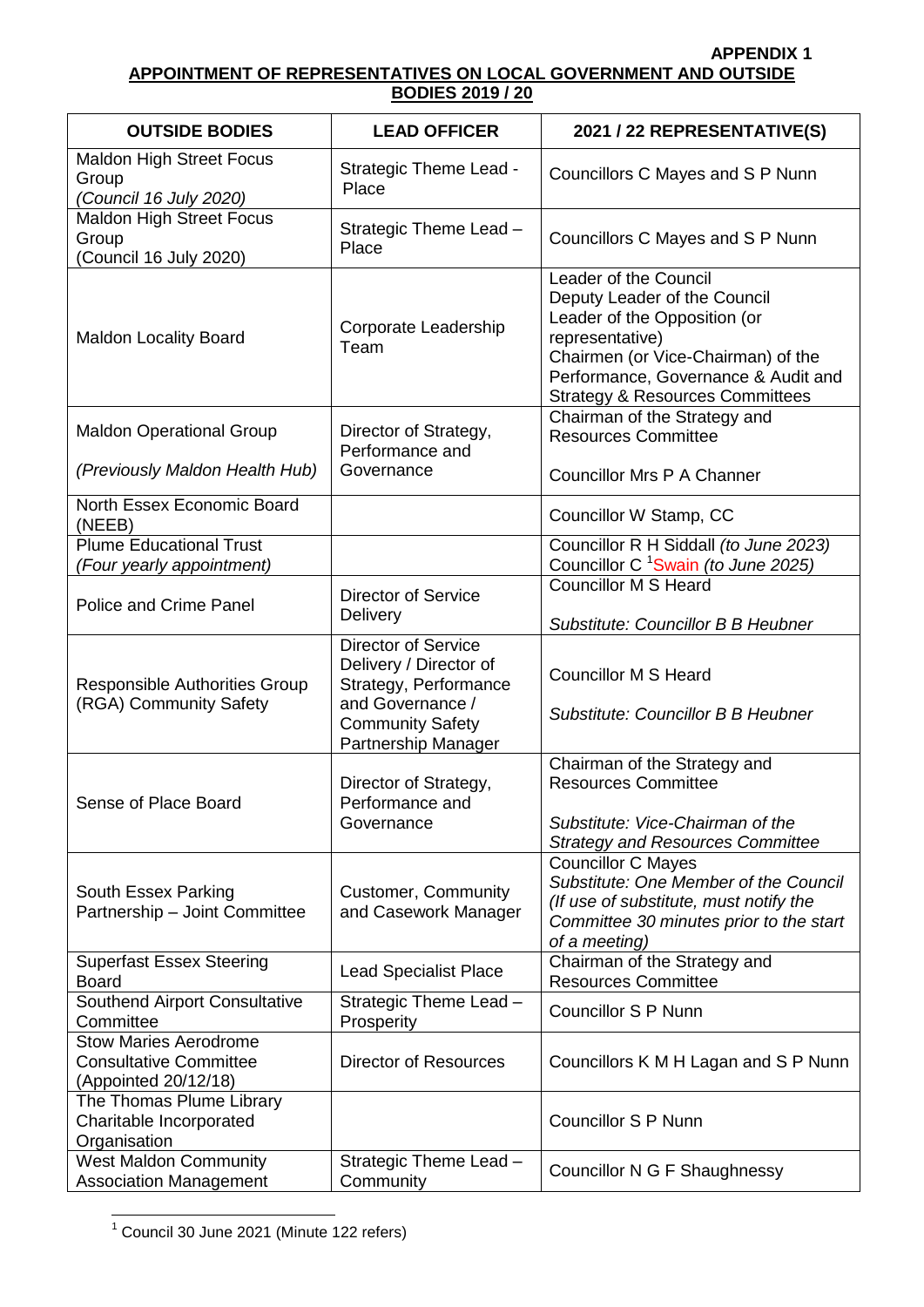**APPENDIX 1**

**APPOINTMENT OF REPRESENTATIVES ON LOCAL GOVERNMENT AND OUTSIDE BODIES 2019 / 20**

| OUTSIDE BODIES | LEAD OFFICER | 2021 / 22 REPRESENTATIVE(S) |
|---|---|---|
| Maldon High Street Focus Group *(Council 16 July 2020)* | Strategic Theme Lead - Place | Councillors C Mayes and S P Nunn |
| Maldon High Street Focus Group (Council 16 July 2020) | Strategic Theme Lead – Place | Councillors C Mayes and S P Nunn |
| Maldon Locality Board | Corporate Leadership Team | Leader of the Council<br>Deputy Leader of the Council<br>Leader of the Opposition (or representative)<br>Chairmen (or Vice-Chairman) of the Performance, Governance & Audit and Strategy & Resources Committees |
| Maldon Operational Group<br><br>*(Previously Maldon Health Hub)* | Director of Strategy, Performance and Governance | Chairman of the Strategy and Resources Committee<br><br>Councillor Mrs P A Channer |
| North Essex Economic Board (NEEB) | | Councillor W Stamp, CC |
| Plume Educational Trust *(Four yearly appointment)* | | Councillor R H Siddall *(to June 2023)*<br>Councillor C [1]Swain *(to June 2025)* |
| Police and Crime Panel | Director of Service Delivery | Councillor M S Heard<br><br>*Substitute: Councillor B B Heubner* |
| Responsible Authorities Group (RGA) Community Safety | Director of Service Delivery / Director of Strategy, Performance and Governance / Community Safety Partnership Manager | Councillor M S Heard<br><br>*Substitute: Councillor B B Heubner* |
| Sense of Place Board | Director of Strategy, Performance and Governance | Chairman of the Strategy and Resources Committee<br><br>*Substitute: Vice-Chairman of the Strategy and Resources Committee* |
| South Essex Parking Partnership – Joint Committee | Customer, Community and Casework Manager | Councillor C Mayes<br>*Substitute: One Member of the Council (If use of substitute, must notify the Committee 30 minutes prior to the start of a meeting)* |
| Superfast Essex Steering Board | Lead Specialist Place | Chairman of the Strategy and Resources Committee |
| Southend Airport Consultative Committee | Strategic Theme Lead – Prosperity | Councillor S P Nunn |
| Stow Maries Aerodrome Consultative Committee (Appointed 20/12/18) | Director of Resources | Councillors K M H Lagan and S P Nunn |
| The Thomas Plume Library Charitable Incorporated Organisation | | Councillor S P Nunn |
| West Maldon Community Association Management | Strategic Theme Lead – Community | Councillor N G F Shaughnessy |

[1] Council 30 June 2021 (Minute 122 refers)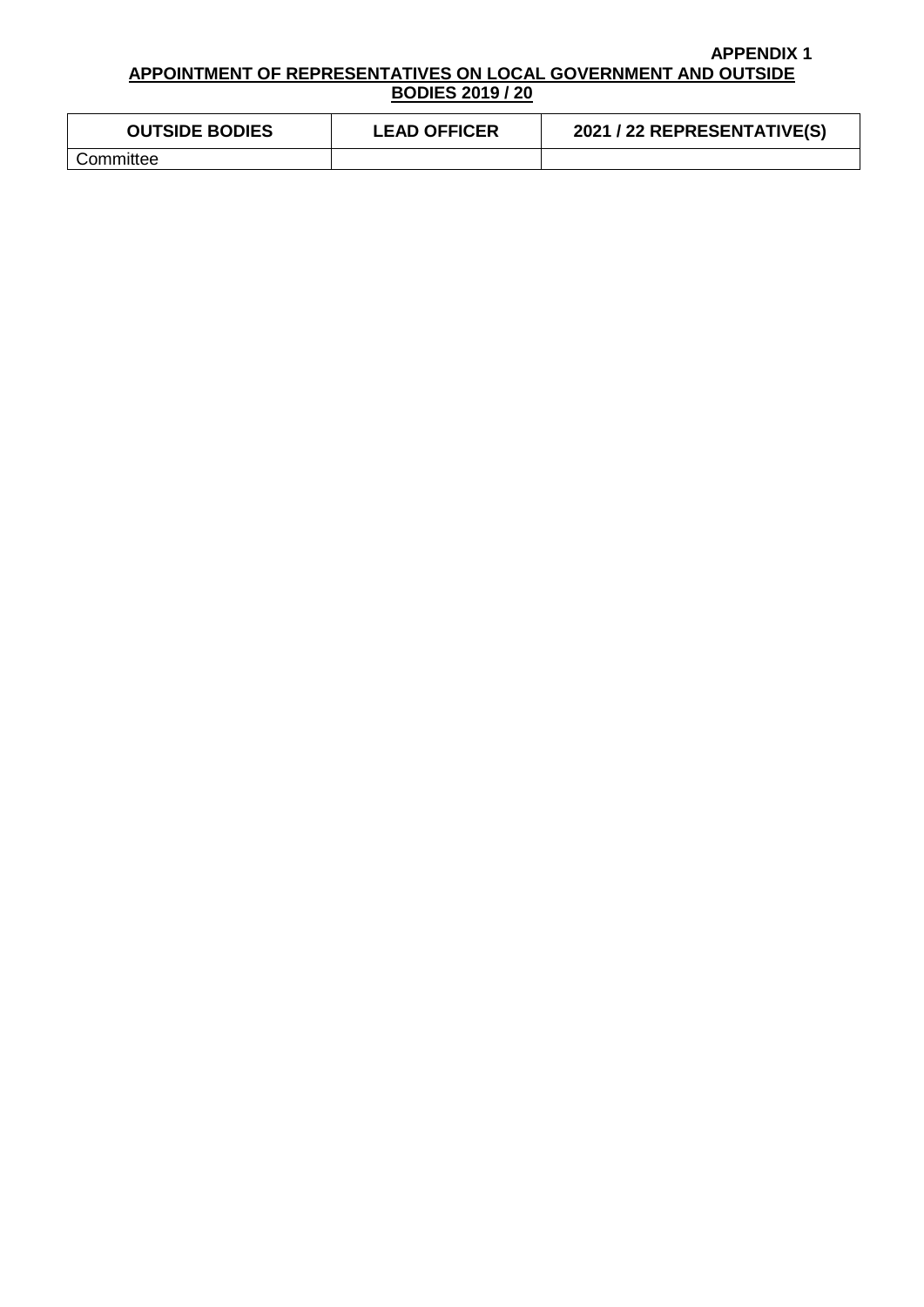**APPENDIX 1**

**APPOINTMENT OF REPRESENTATIVES ON LOCAL GOVERNMENT AND OUTSIDE BODIES 2019 / 20**

| OUTSIDE BODIES | LEAD OFFICER | 2021 / 22 REPRESENTATIVE(S) |
|---|---|---|
| Committee | | |